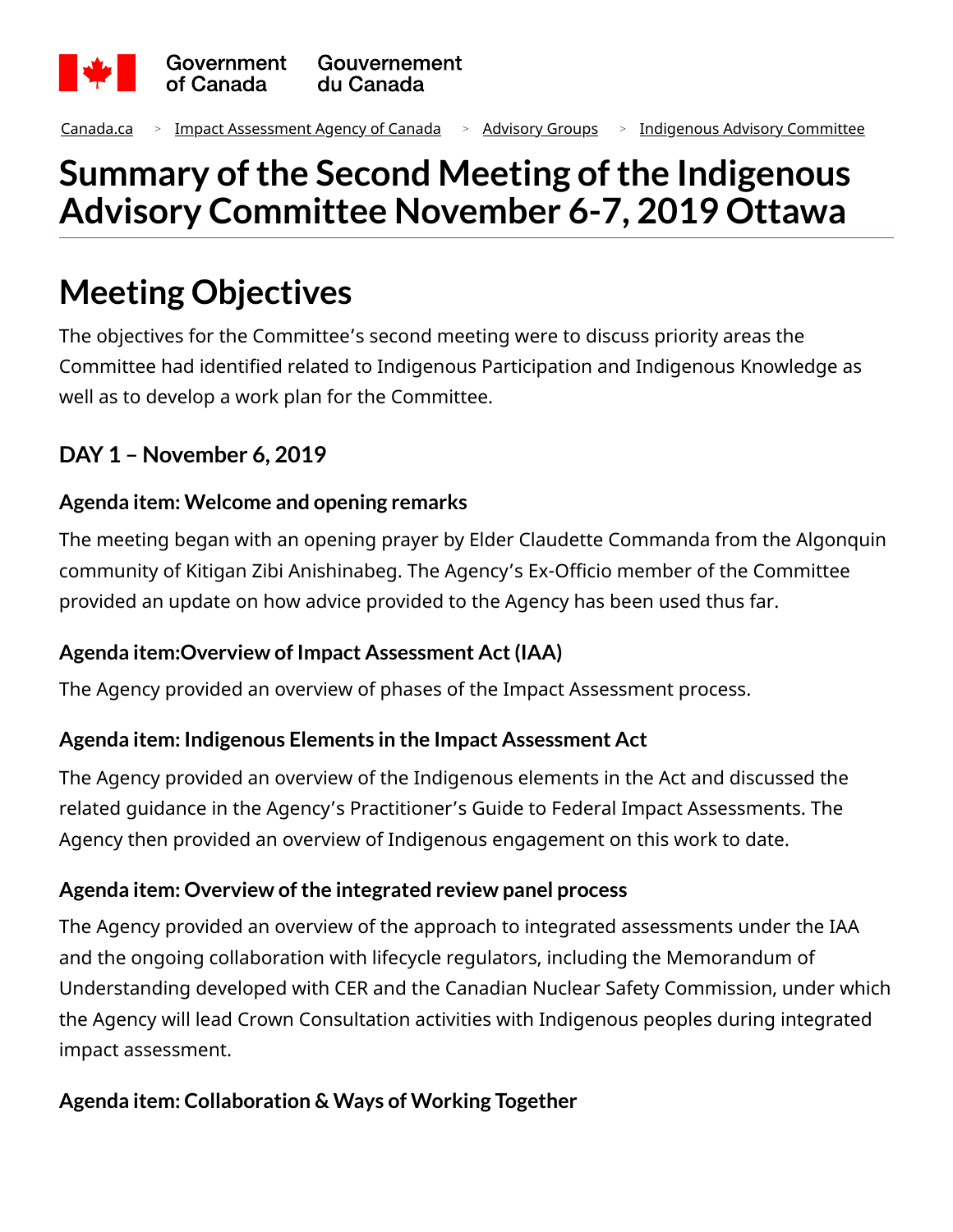Canada.ca > Impact Assessment Agency of Canada > Advisory Groups > Indigenous Advisory Committee

# Summary of the Second Meeting of the Indigenous Advisory Committee November 6-7, 2019 Ottawa

## Meeting Objectives

The objectives for the Committee's second meeting were to discuss priority areas the Committee had identified related to Indigenous Participation and Indigenous Knowledge as well as to develop a work plan for the Committee.

### DAY 1 – November 6, 2019

#### Agenda item: Welcome and opening remarks

The meeting began with an opening prayer by Elder Claudette Commanda from the Algonquin community of Kitigan Zibi Anishinabeg. The Agency's Ex-Officio member of the Committee provided an update on how advice provided to the Agency has been used thus far.

#### Agenda item:Overview of Impact Assessment Act (IAA)

The Agency provided an overview of phases of the Impact Assessment process.

#### Agenda item: Indigenous Elements in the Impact Assessment Act

The Agency provided an overview of the Indigenous elements in the Act and discussed the related guidance in the Agency's Practitioner's Guide to Federal Impact Assessments. The Agency then provided an overview of Indigenous engagement on this work to date.

#### Agenda item: Overview of the integrated review panel process

The Agency provided an overview of the approach to integrated assessments under the IAA and the ongoing collaboration with lifecycle regulators, including the Memorandum of Understanding developed with CER and the Canadian Nuclear Safety Commission, under which the Agency will lead Crown Consultation activities with Indigenous peoples during integrated impact assessment.

#### Agenda item: Collaboration & Ways of Working Together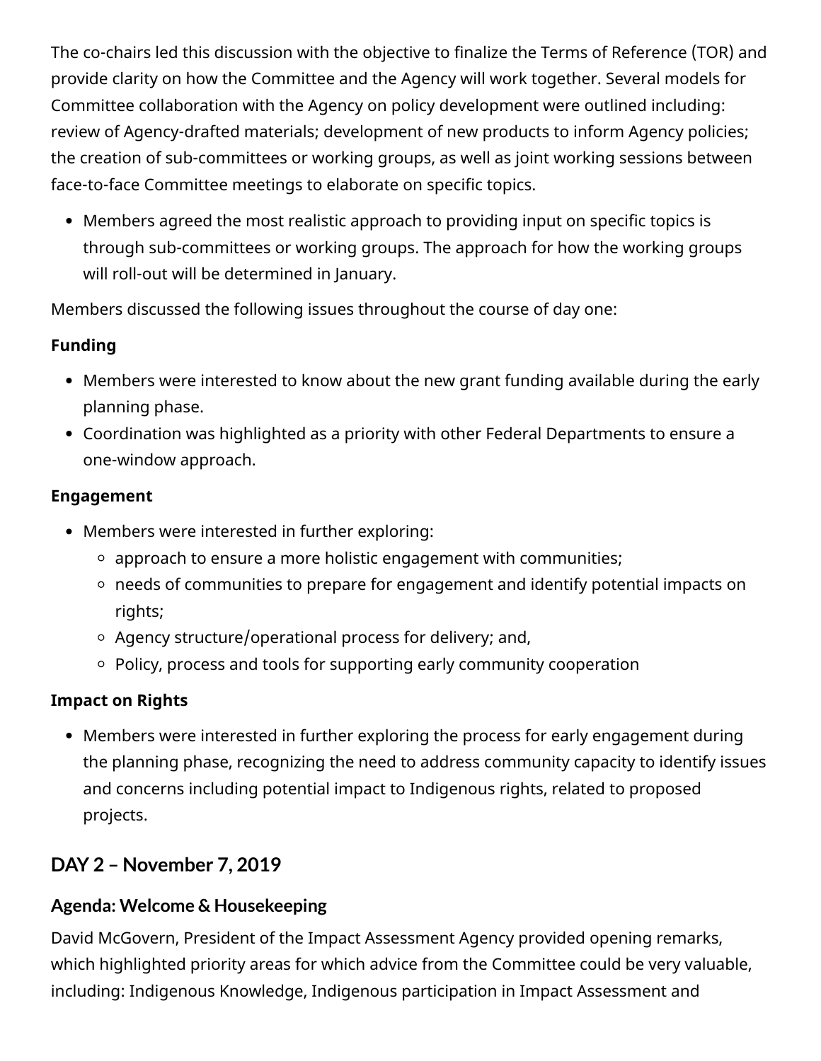The co-chairs led this discussion with the objective to finalize the Terms of Reference (TOR) and provide clarity on how the Committee and the Agency will work together. Several models for Committee collaboration with the Agency on policy development were outlined including: review of Agency-drafted materials; development of new products to inform Agency policies; the creation of sub-committees or working groups, as well as joint working sessions between face-to-face Committee meetings to elaborate on specific topics.

- Members agreed the most realistic approach to providing input on specific topics is through sub-committees or working groups. The approach for how the working groups will roll-out will be determined in January.

Members discussed the following issues throughout the course of day one:

**Funding**

- Members were interested to know about the new grant funding available during the early planning phase.
- Coordination was highlighted as a priority with other Federal Departments to ensure a one-window approach.

**Engagement**

- Members were interested in further exploring:
  - approach to ensure a more holistic engagement with communities;
  - needs of communities to prepare for engagement and identify potential impacts on rights;
  - Agency structure/operational process for delivery; and,
  - Policy, process and tools for supporting early community cooperation

**Impact on Rights**

- Members were interested in further exploring the process for early engagement during the planning phase, recognizing the need to address community capacity to identify issues and concerns including potential impact to Indigenous rights, related to proposed projects.

## DAY 2 – November 7, 2019

### Agenda: Welcome & Housekeeping

David McGovern, President of the Impact Assessment Agency provided opening remarks, which highlighted priority areas for which advice from the Committee could be very valuable, including: Indigenous Knowledge, Indigenous participation in Impact Assessment and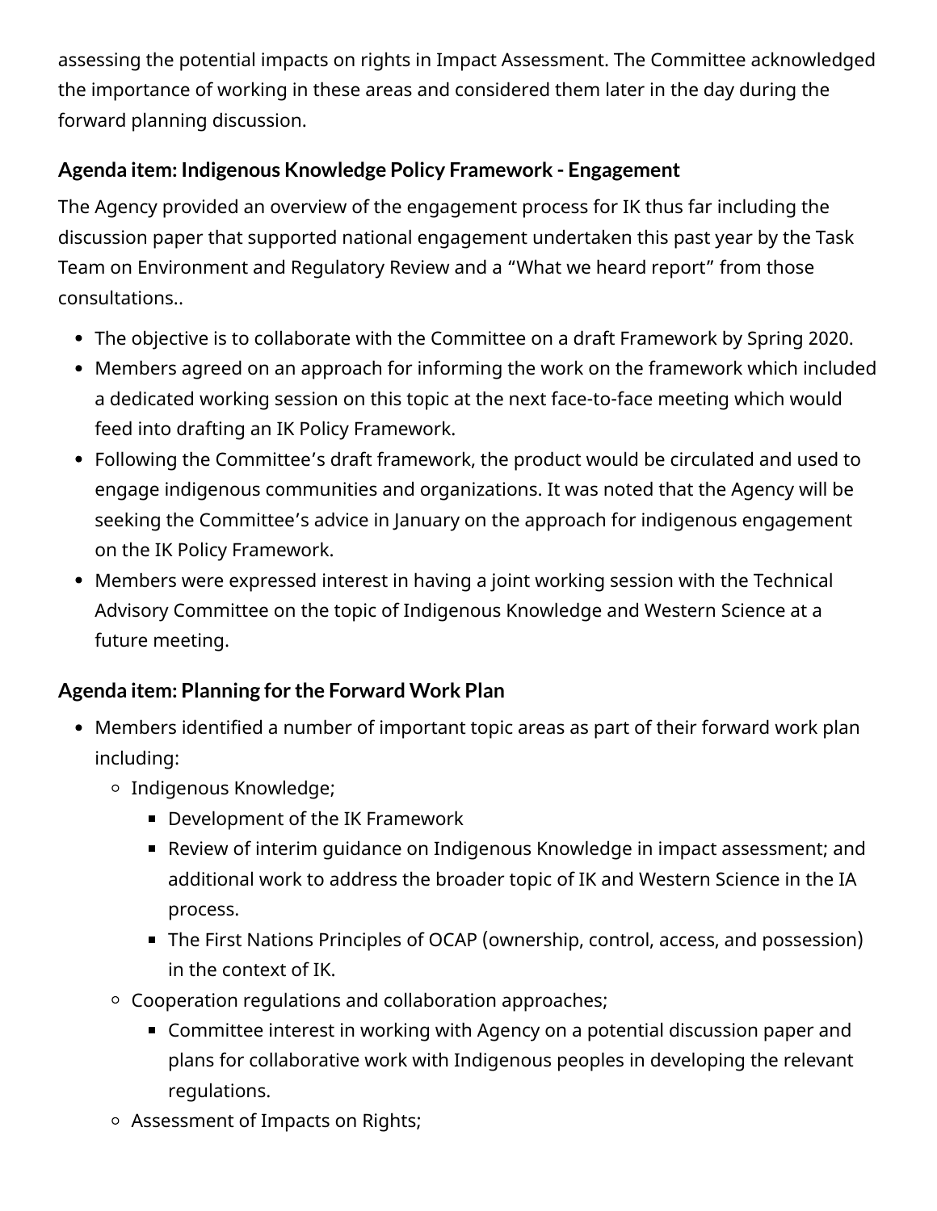assessing the potential impacts on rights in Impact Assessment. The Committee acknowledged the importance of working in these areas and considered them later in the day during the forward planning discussion.

### Agenda item: Indigenous Knowledge Policy Framework - Engagement

The Agency provided an overview of the engagement process for IK thus far including the discussion paper that supported national engagement undertaken this past year by the Task Team on Environment and Regulatory Review and a "What we heard report" from those consultations..

- The objective is to collaborate with the Committee on a draft Framework by Spring 2020.
- Members agreed on an approach for informing the work on the framework which included a dedicated working session on this topic at the next face-to-face meeting which would feed into drafting an IK Policy Framework.
- Following the Committee's draft framework, the product would be circulated and used to engage indigenous communities and organizations. It was noted that the Agency will be seeking the Committee's advice in January on the approach for indigenous engagement on the IK Policy Framework.
- Members were expressed interest in having a joint working session with the Technical Advisory Committee on the topic of Indigenous Knowledge and Western Science at a future meeting.

### Agenda item: Planning for the Forward Work Plan

- Members identified a number of important topic areas as part of their forward work plan including:
  - Indigenous Knowledge;
    - Development of the IK Framework
    - Review of interim guidance on Indigenous Knowledge in impact assessment; and additional work to address the broader topic of IK and Western Science in the IA process.
    - The First Nations Principles of OCAP (ownership, control, access, and possession) in the context of IK.
  - Cooperation regulations and collaboration approaches;
    - Committee interest in working with Agency on a potential discussion paper and plans for collaborative work with Indigenous peoples in developing the relevant regulations.
  - Assessment of Impacts on Rights;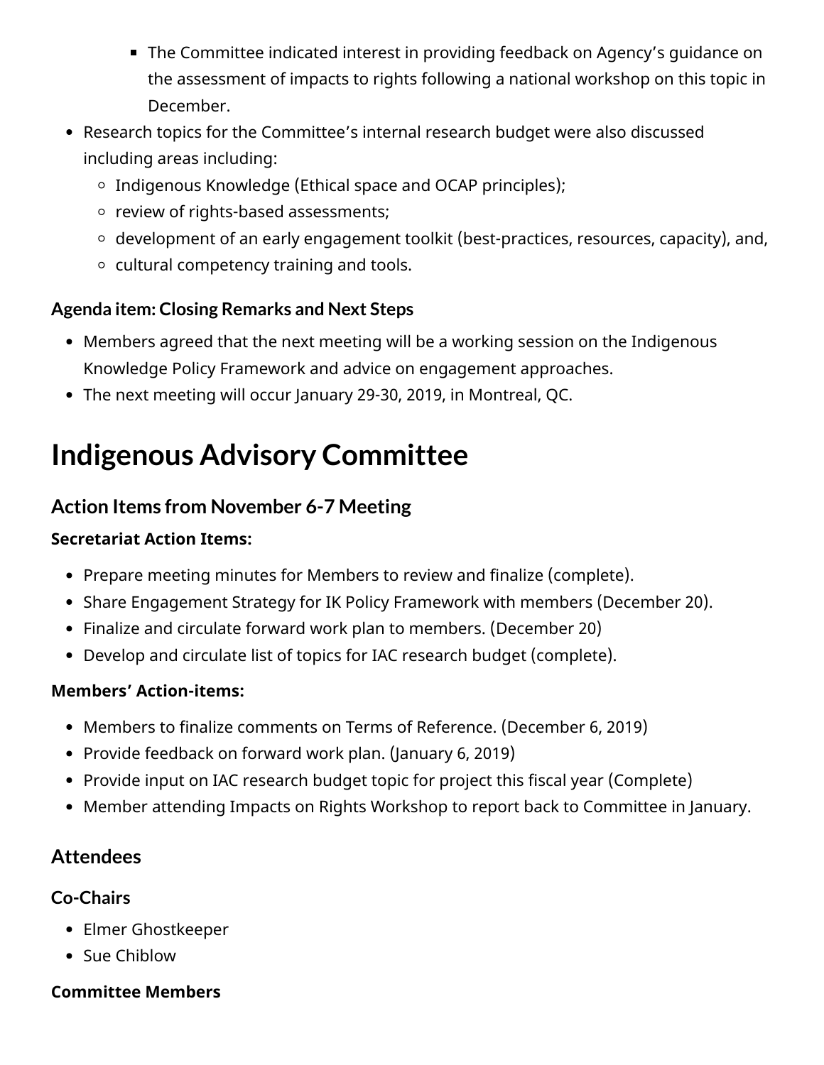- The Committee indicated interest in providing feedback on Agency's guidance on the assessment of impacts to rights following a national workshop on this topic in December.
- Research topics for the Committee's internal research budget were also discussed including areas including:
    - Indigenous Knowledge (Ethical space and OCAP principles);
    - review of rights-based assessments;
    - development of an early engagement toolkit (best-practices, resources, capacity), and,
    - cultural competency training and tools.

**Agenda item: Closing Remarks and Next Steps**

- Members agreed that the next meeting will be a working session on the Indigenous Knowledge Policy Framework and advice on engagement approaches.
- The next meeting will occur January 29-30, 2019, in Montreal, QC.

# Indigenous Advisory Committee

## Action Items from November 6-7 Meeting

**Secretariat Action Items:**

- Prepare meeting minutes for Members to review and finalize (complete).
- Share Engagement Strategy for IK Policy Framework with members (December 20).
- Finalize and circulate forward work plan to members. (December 20)
- Develop and circulate list of topics for IAC research budget (complete).

**Members' Action-items:**

- Members to finalize comments on Terms of Reference. (December 6, 2019)
- Provide feedback on forward work plan. (January 6, 2019)
- Provide input on IAC research budget topic for project this fiscal year (Complete)
- Member attending Impacts on Rights Workshop to report back to Committee in January.

## Attendees

### Co-Chairs

- Elmer Ghostkeeper
- Sue Chiblow

**Committee Members**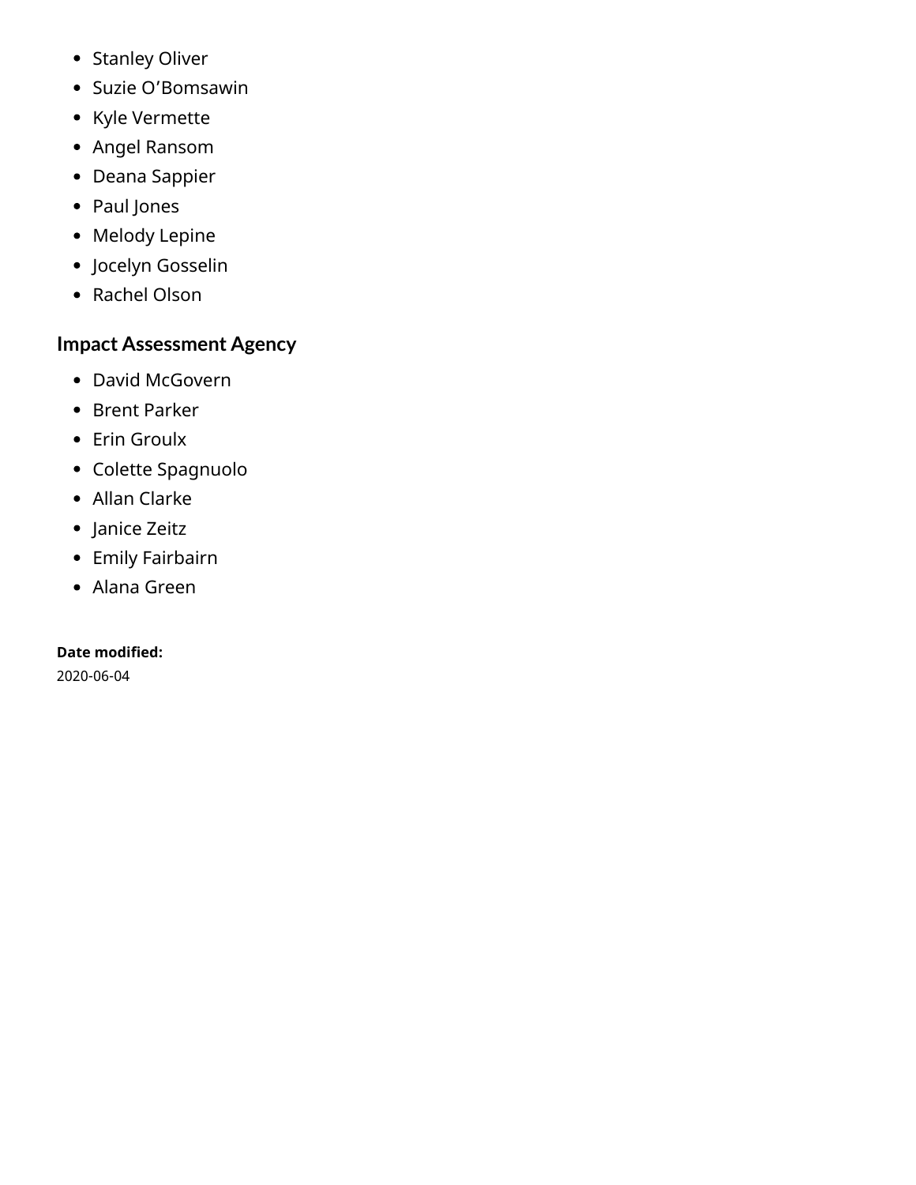- Stanley Oliver
- Suzie O’Bomsawin
- Kyle Vermette
- Angel Ransom
- Deana Sappier
- Paul Jones
- Melody Lepine
- Jocelyn Gosselin
- Rachel Olson

## Impact Assessment Agency

- David McGovern
- Brent Parker
- Erin Groulx
- Colette Spagnuolo
- Allan Clarke
- Janice Zeitz
- Emily Fairbairn
- Alana Green

**Date modified:**

2020-06-04